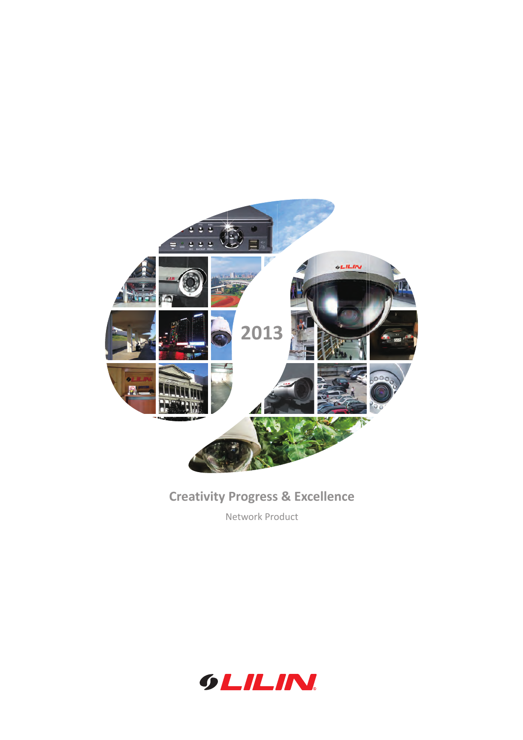2013

# Creativity Progress & Excellence

Network Product

LILIN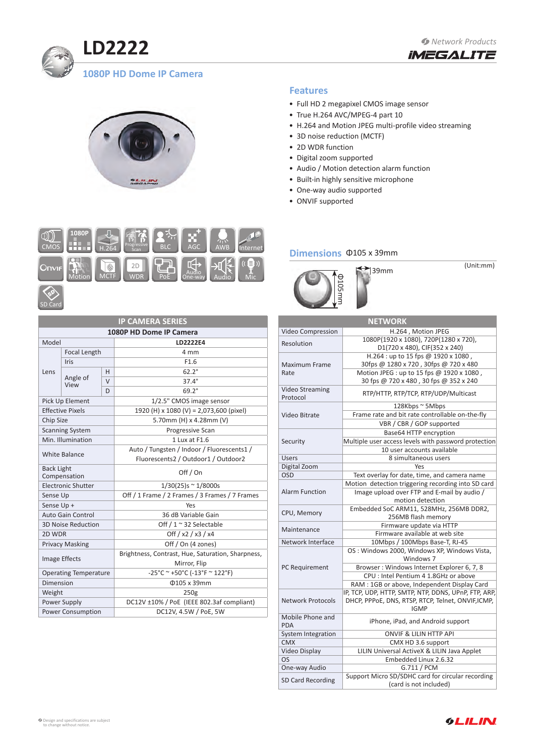# LD2222

Network Products
iMEGALITE

## 1080P HD Dome IP Camera

## Features

- Full HD 2 megapixel CMOS image sensor
- True H.264 AVC/MPEG-4 part 10
- H.264 and Motion JPEG multi-profile video streaming
- 3D noise reduction (MCTF)
- 2D WDR function
- Digital zoom supported
- Audio / Motion detection alarm function
- Built-in highly sensitive microphone
- One-way audio supported
- ONVIF supported

CMOS, 1080P, H.264, Progressive Scan, BLC, AGC, AWB, Internet, Onvif, Motion, MCTF, 2D WDR, PoE, Audio One-way, Audio, Mic, SD Card

## Dimensions Φ105 x 39mm

(Unit:mm)

Φ105 mm

39mm

| IP CAMERA SERIES | | | |
|---|---|---|---|
| 1080P HD Dome IP Camera | | | |
| Model | | | LD2222E4 |
| Lens | Focal Length | | 4 mm |
| | Iris | | F1.6 |
| | Angle of View | H | 62.2° |
| | | V | 37.4° |
| | | D | 69.2° |
| Pick Up Element | | | 1/2.5" CMOS image sensor |
| Effective Pixels | | | 1920 (H) x 1080 (V) = 2,073,600 (pixel) |
| Chip Size | | | 5.70mm (H) x 4.28mm (V) |
| Scanning System | | | Progressive Scan |
| Min. Illumination | | | 1 Lux at F1.6 |
| White Balance | | | Auto / Tungsten / Indoor / Fluorescents1 / Fluorescents2 / Outdoor1 / Outdoor2 |
| Back Light Compensation | | | Off / On |
| Electronic Shutter | | | 1/30(25)s ~ 1/8000s |
| Sense Up | | | Off / 1 Frame / 2 Frames / 3 Frames / 7 Frames |
| Sense Up + | | | Yes |
| Auto Gain Control | | | 36 dB Variable Gain |
| 3D Noise Reduction | | | Off / 1 ~ 32 Selectable |
| 2D WDR | | | Off / x2 / x3 / x4 |
| Privacy Masking | | | Off / On (4 zones) |
| Image Effects | | | Brightness, Contrast, Hue, Saturation, Sharpness, Mirror, Flip |
| Operating Temperature | | | -25°C ~ +50°C (-13°F ~ 122°F) |
| Dimension | | | Φ105 x 39mm |
| Weight | | | 250g |
| Power Supply | | | DC12V ±10% / PoE (IEEE 802.3af compliant) |
| Power Consumption | | | DC12V, 4.5W / PoE, 5W |

| NETWORK | |
|---|---|
| Video Compression | H.264 , Motion JPEG |
| Resolution | 1080P(1920 x 1080), 720P(1280 x 720), D1(720 x 480), CIF(352 x 240) |
| Maximum Frame Rate | H.264 : up to 15 fps @ 1920 x 1080 , 30fps @ 1280 x 720 , 30fps @ 720 x 480 |
| | Motion JPEG : up to 15 fps @ 1920 x 1080 , 30 fps @ 720 x 480 , 30 fps @ 352 x 240 |
| Video Streaming Protocol | RTP/HTTP, RTP/TCP, RTP/UDP/Multicast |
| Video Bitrate | 128Kbps ~ 5Mbps |
| | Frame rate and bit rate controllable on-the-fly |
| | VBR / CBR / GOP supported |
| Security | Base64 HTTP encryption |
| | Multiple user access levels with password protection |
| | 10 user accounts available |
| Users | 8 simultaneous users |
| Digital Zoom | Yes |
| OSD | Text overlay for date, time, and camera name |
| Alarm Function | Motion detection triggering recording into SD card |
| | Image upload over FTP and E-mail by audio / motion detection |
| CPU, Memory | Embedded SoC ARM11, 528MHz, 256MB DDR2, 256MB flash memory |
| Maintenance | Firmware update via HTTP |
| | Firmware available at web site |
| Network Interface | 10Mbps / 100Mbps Base-T, RJ-45 |
| PC Requirement | OS : Windows 2000, Windows XP, Windows Vista, Windows 7 |
| | Browser : Windows Internet Explorer 6, 7, 8 |
| | CPU : Intel Pentium 4 1.8GHz or above |
| | RAM : 1GB or above, Independent Display Card |
| Network Protocols | IP, TCP, UDP, HTTP, SMTP, NTP, DDNS, UPnP, FTP, ARP, DHCP, PPPoE, DNS, RTSP, RTCP, Telnet, ONVIF,ICMP, IGMP |
| Mobile Phone and PDA | iPhone, iPad, and Android support |
| System Integration | ONVIF & LILIN HTTP API |
| CMX | CMX HD 3.6 support |
| Video Display | LILIN Universal ActiveX & LILIN Java Applet |
| OS | Embedded Linux 2.6.32 |
| One-way Audio | G.711 / PCM |
| SD Card Recording | Support Micro SD/SDHC card for circular recording (card is not included) |

Design and specifications are subject to change without notice.

LILIN